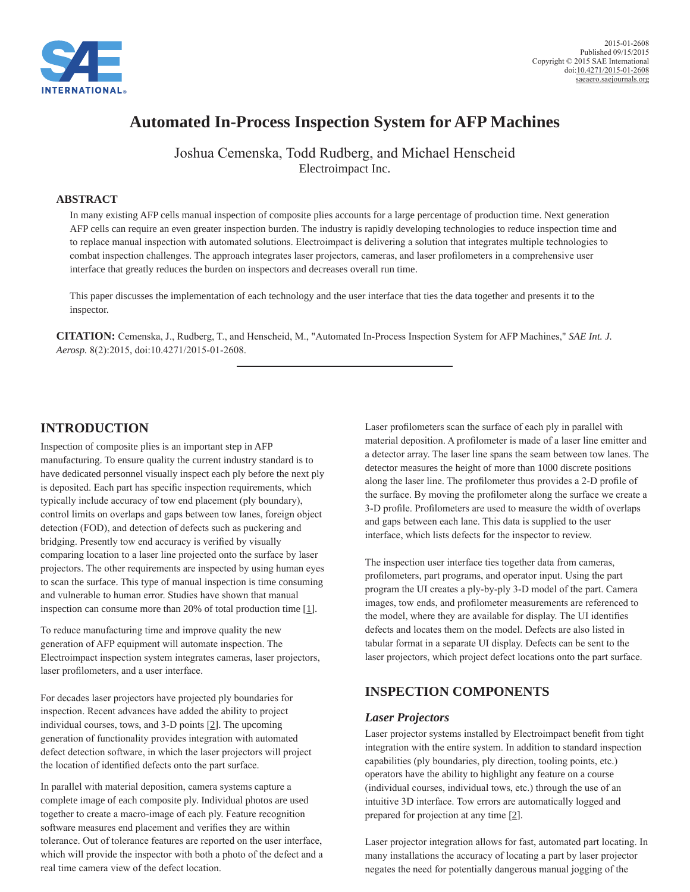2015-01-2608
Published 09/15/2015
Copyright © 2015 SAE International
doi:10.4271/2015-01-2608
saeaero.saejournals.org

# Automated In-Process Inspection System for AFP Machines

Joshua Cemenska, Todd Rudberg, and Michael Henscheid
Electroimpact Inc.

## ABSTRACT

In many existing AFP cells manual inspection of composite plies accounts for a large percentage of production time. Next generation AFP cells can require an even greater inspection burden. The industry is rapidly developing technologies to reduce inspection time and to replace manual inspection with automated solutions. Electroimpact is delivering a solution that integrates multiple technologies to combat inspection challenges. The approach integrates laser projectors, cameras, and laser profilometers in a comprehensive user interface that greatly reduces the burden on inspectors and decreases overall run time.

This paper discusses the implementation of each technology and the user interface that ties the data together and presents it to the inspector.

**CITATION:** Cemenska, J., Rudberg, T., and Henscheid, M., "Automated In-Process Inspection System for AFP Machines," *SAE Int. J. Aerosp.* 8(2):2015, doi:10.4271/2015-01-2608.

## INTRODUCTION

Inspection of composite plies is an important step in AFP manufacturing. To ensure quality the current industry standard is to have dedicated personnel visually inspect each ply before the next ply is deposited. Each part has specific inspection requirements, which typically include accuracy of tow end placement (ply boundary), control limits on overlaps and gaps between tow lanes, foreign object detection (FOD), and detection of defects such as puckering and bridging. Presently tow end accuracy is verified by visually comparing location to a laser line projected onto the surface by laser projectors. The other requirements are inspected by using human eyes to scan the surface. This type of manual inspection is time consuming and vulnerable to human error. Studies have shown that manual inspection can consume more than 20% of total production time [1].

To reduce manufacturing time and improve quality the new generation of AFP equipment will automate inspection. The Electroimpact inspection system integrates cameras, laser projectors, laser profilometers, and a user interface.

For decades laser projectors have projected ply boundaries for inspection. Recent advances have added the ability to project individual courses, tows, and 3-D points [2]. The upcoming generation of functionality provides integration with automated defect detection software, in which the laser projectors will project the location of identified defects onto the part surface.

In parallel with material deposition, camera systems capture a complete image of each composite ply. Individual photos are used together to create a macro-image of each ply. Feature recognition software measures end placement and verifies they are within tolerance. Out of tolerance features are reported on the user interface, which will provide the inspector with both a photo of the defect and a real time camera view of the defect location.

Laser profilometers scan the surface of each ply in parallel with material deposition. A profilometer is made of a laser line emitter and a detector array. The laser line spans the seam between tow lanes. The detector measures the height of more than 1000 discrete positions along the laser line. The profilometer thus provides a 2-D profile of the surface. By moving the profilometer along the surface we create a 3-D profile. Profilometers are used to measure the width of overlaps and gaps between each lane. This data is supplied to the user interface, which lists defects for the inspector to review.

The inspection user interface ties together data from cameras, profilometers, part programs, and operator input. Using the part program the UI creates a ply-by-ply 3-D model of the part. Camera images, tow ends, and profilometer measurements are referenced to the model, where they are available for display. The UI identifies defects and locates them on the model. Defects are also listed in tabular format in a separate UI display. Defects can be sent to the laser projectors, which project defect locations onto the part surface.

## INSPECTION COMPONENTS

### *Laser Projectors*

Laser projector systems installed by Electroimpact benefit from tight integration with the entire system. In addition to standard inspection capabilities (ply boundaries, ply direction, tooling points, etc.) operators have the ability to highlight any feature on a course (individual courses, individual tows, etc.) through the use of an intuitive 3D interface. Tow errors are automatically logged and prepared for projection at any time [2].

Laser projector integration allows for fast, automated part locating. In many installations the accuracy of locating a part by laser projector negates the need for potentially dangerous manual jogging of the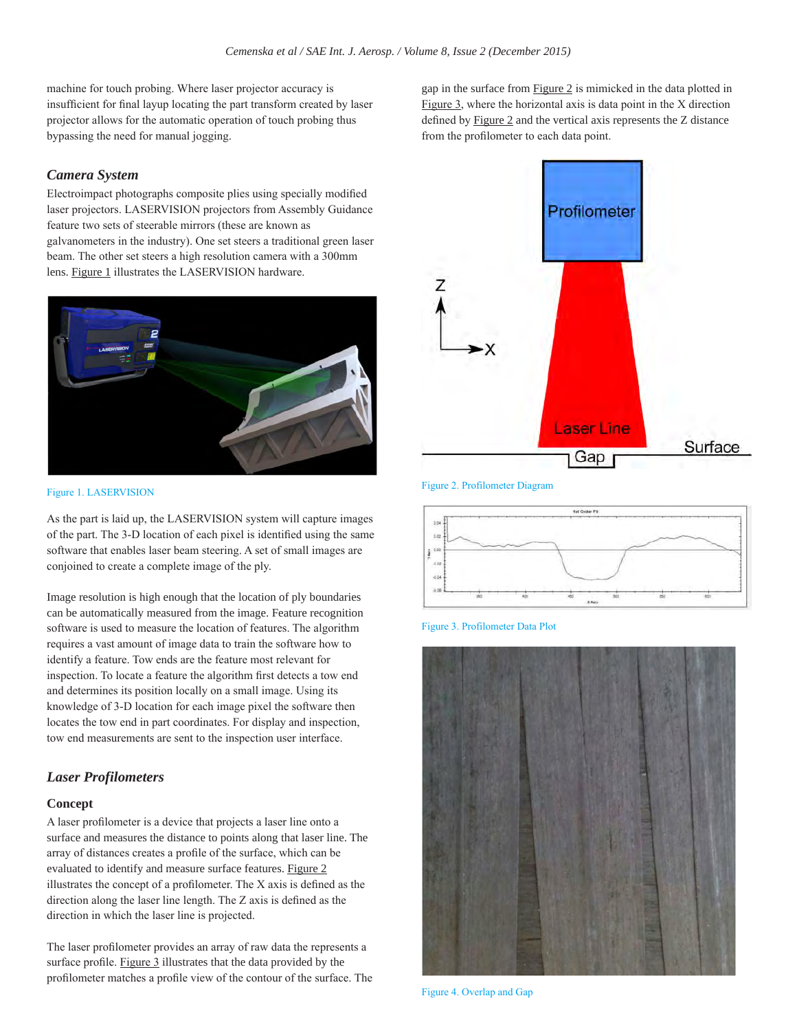machine for touch probing. Where laser projector accuracy is insufficient for final layup locating the part transform created by laser projector allows for the automatic operation of touch probing thus bypassing the need for manual jogging.

### *Camera System*

Electroimpact photographs composite plies using specially modified laser projectors. LASERVISION projectors from Assembly Guidance feature two sets of steerable mirrors (these are known as galvanometers in the industry). One set steers a traditional green laser beam. The other set steers a high resolution camera with a 300mm lens. Figure 1 illustrates the LASERVISION hardware.

Figure 1. LASERVISION

As the part is laid up, the LASERVISION system will capture images of the part. The 3-D location of each pixel is identified using the same software that enables laser beam steering. A set of small images are conjoined to create a complete image of the ply.

Image resolution is high enough that the location of ply boundaries can be automatically measured from the image. Feature recognition software is used to measure the location of features. The algorithm requires a vast amount of image data to train the software how to identify a feature. Tow ends are the feature most relevant for inspection. To locate a feature the algorithm first detects a tow end and determines its position locally on a small image. Using its knowledge of 3-D location for each image pixel the software then locates the tow end in part coordinates. For display and inspection, tow end measurements are sent to the inspection user interface.

### *Laser Profilometers*

#### Concept

A laser profilometer is a device that projects a laser line onto a surface and measures the distance to points along that laser line. The array of distances creates a profile of the surface, which can be evaluated to identify and measure surface features. Figure 2 illustrates the concept of a profilometer. The X axis is defined as the direction along the laser line length. The Z axis is defined as the direction in which the laser line is projected.

The laser profilometer provides an array of raw data the represents a surface profile. Figure 3 illustrates that the data provided by the profilometer matches a profile view of the contour of the surface. The gap in the surface from Figure 2 is mimicked in the data plotted in Figure 3, where the horizontal axis is data point in the X direction defined by Figure 2 and the vertical axis represents the Z distance from the profilometer to each data point.

Profilometer
Z
X
Laser Line
Gap
Surface

Figure 2. Profilometer Diagram

1st Order Fit

Figure 3. Profilometer Data Plot

Figure 4. Overlap and Gap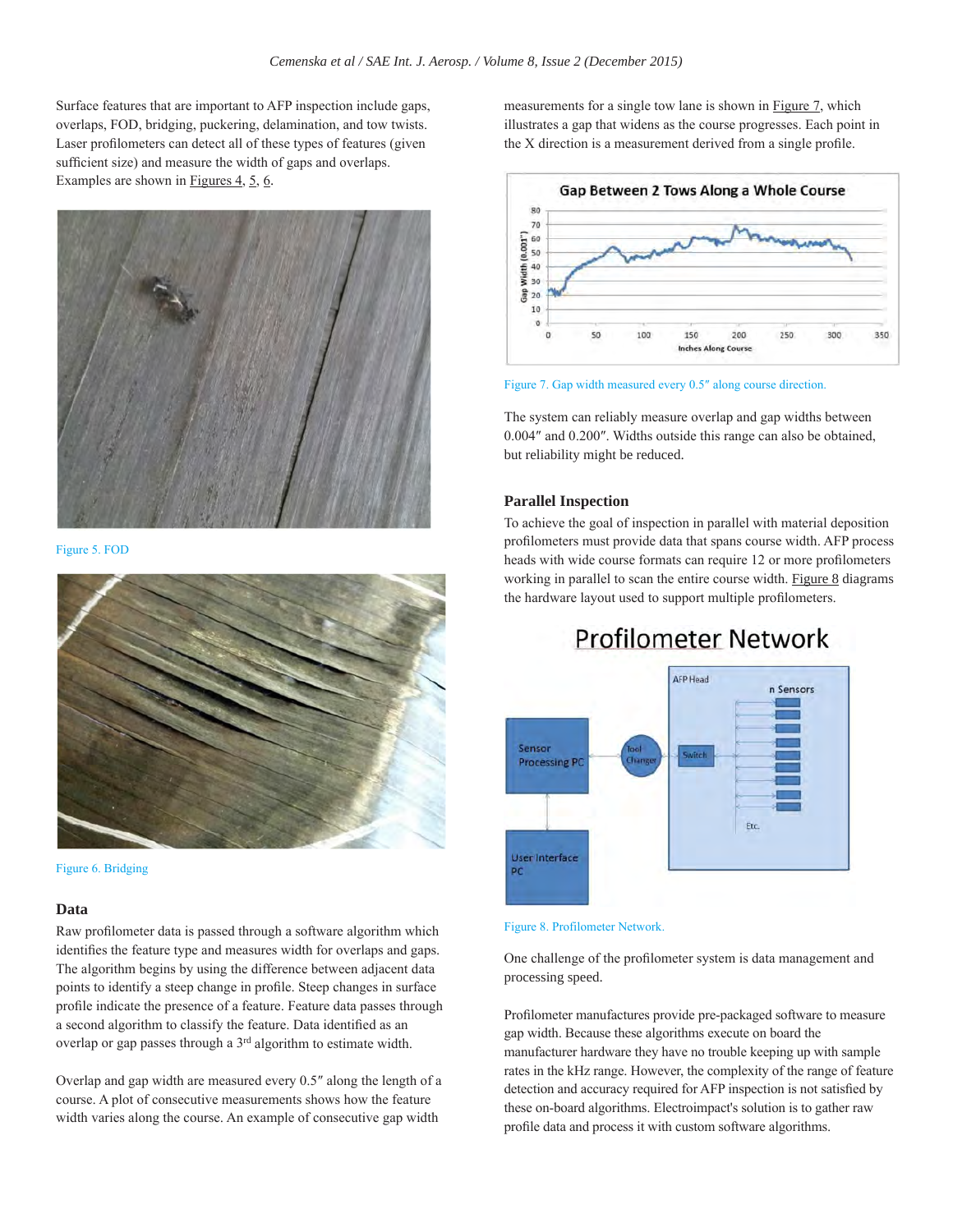Surface features that are important to AFP inspection include gaps, overlaps, FOD, bridging, puckering, delamination, and tow twists. Laser profilometers can detect all of these types of features (given sufficient size) and measure the width of gaps and overlaps. Examples are shown in Figures 4, 5, 6.

Figure 5. FOD

Figure 6. Bridging

### Data

Raw profilometer data is passed through a software algorithm which identifies the feature type and measures width for overlaps and gaps. The algorithm begins by using the difference between adjacent data points to identify a steep change in profile. Steep changes in surface profile indicate the presence of a feature. Feature data passes through a second algorithm to classify the feature. Data identified as an overlap or gap passes through a 3rd algorithm to estimate width.

Overlap and gap width are measured every 0.5″ along the length of a course. A plot of consecutive measurements shows how the feature width varies along the course. An example of consecutive gap width measurements for a single tow lane is shown in Figure 7, which illustrates a gap that widens as the course progresses. Each point in the X direction is a measurement derived from a single profile.

Gap Between 2 Tows Along a Whole Course

Gap Width (0.001")

0
10
20
30
40
50
60
70
80

0
50
100
150
200
250
300
350

Inches Along Course

Figure 7. Gap width measured every 0.5″ along course direction.

The system can reliably measure overlap and gap widths between 0.004″ and 0.200″. Widths outside this range can also be obtained, but reliability might be reduced.

### Parallel Inspection

To achieve the goal of inspection in parallel with material deposition profilometers must provide data that spans course width. AFP process heads with wide course formats can require 12 or more profilometers working in parallel to scan the entire course width. Figure 8 diagrams the hardware layout used to support multiple profilometers.

Profilometer Network

AFP Head

n Sensors

Sensor Processing PC

Tool Changer

Switch

Etc.

User Interface PC

Figure 8. Profilometer Network.

One challenge of the profilometer system is data management and processing speed.

Profilometer manufactures provide pre-packaged software to measure gap width. Because these algorithms execute on board the manufacturer hardware they have no trouble keeping up with sample rates in the kHz range. However, the complexity of the range of feature detection and accuracy required for AFP inspection is not satisfied by these on-board algorithms. Electroimpact's solution is to gather raw profile data and process it with custom software algorithms.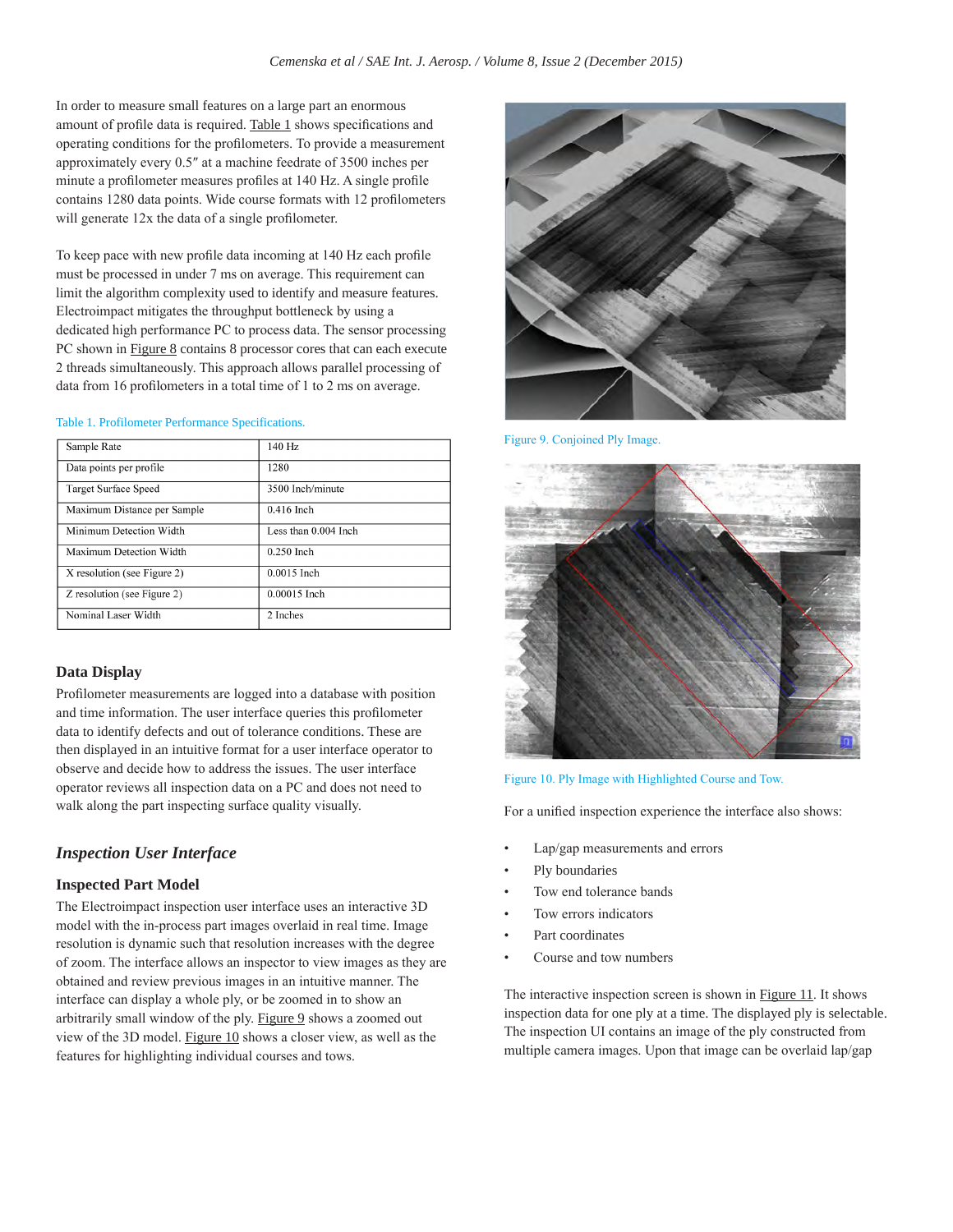In order to measure small features on a large part an enormous amount of profile data is required. Table 1 shows specifications and operating conditions for the profilometers. To provide a measurement approximately every 0.5″ at a machine feedrate of 3500 inches per minute a profilometer measures profiles at 140 Hz. A single profile contains 1280 data points. Wide course formats with 12 profilometers will generate 12x the data of a single profilometer.

To keep pace with new profile data incoming at 140 Hz each profile must be processed in under 7 ms on average. This requirement can limit the algorithm complexity used to identify and measure features. Electroimpact mitigates the throughput bottleneck by using a dedicated high performance PC to process data. The sensor processing PC shown in Figure 8 contains 8 processor cores that can each execute 2 threads simultaneously. This approach allows parallel processing of data from 16 profilometers in a total time of 1 to 2 ms on average.

Table 1. Profilometer Performance Specifications.

| | |
|---|---|
| Sample Rate | 140 Hz |
| Data points per profile | 1280 |
| Target Surface Speed | 3500 Inch/minute |
| Maximum Distance per Sample | 0.416 Inch |
| Minimum Detection Width | Less than 0.004 Inch |
| Maximum Detection Width | 0.250 Inch |
| X resolution (see Figure 2) | 0.0015 Inch |
| Z resolution (see Figure 2) | 0.00015 Inch |
| Nominal Laser Width | 2 Inches |

### Data Display

Profilometer measurements are logged into a database with position and time information. The user interface queries this profilometer data to identify defects and out of tolerance conditions. These are then displayed in an intuitive format for a user interface operator to observe and decide how to address the issues. The user interface operator reviews all inspection data on a PC and does not need to walk along the part inspecting surface quality visually.

## *Inspection User Interface*

### Inspected Part Model

The Electroimpact inspection user interface uses an interactive 3D model with the in-process part images overlaid in real time. Image resolution is dynamic such that resolution increases with the degree of zoom. The interface allows an inspector to view images as they are obtained and review previous images in an intuitive manner. The interface can display a whole ply, or be zoomed in to show an arbitrarily small window of the ply. Figure 9 shows a zoomed out view of the 3D model. Figure 10 shows a closer view, as well as the features for highlighting individual courses and tows.

Figure 9. Conjoined Ply Image.

Figure 10. Ply Image with Highlighted Course and Tow.

For a unified inspection experience the interface also shows:

- Lap/gap measurements and errors
- Ply boundaries
- Tow end tolerance bands
- Tow errors indicators
- Part coordinates
- Course and tow numbers

The interactive inspection screen is shown in Figure 11. It shows inspection data for one ply at a time. The displayed ply is selectable. The inspection UI contains an image of the ply constructed from multiple camera images. Upon that image can be overlaid lap/gap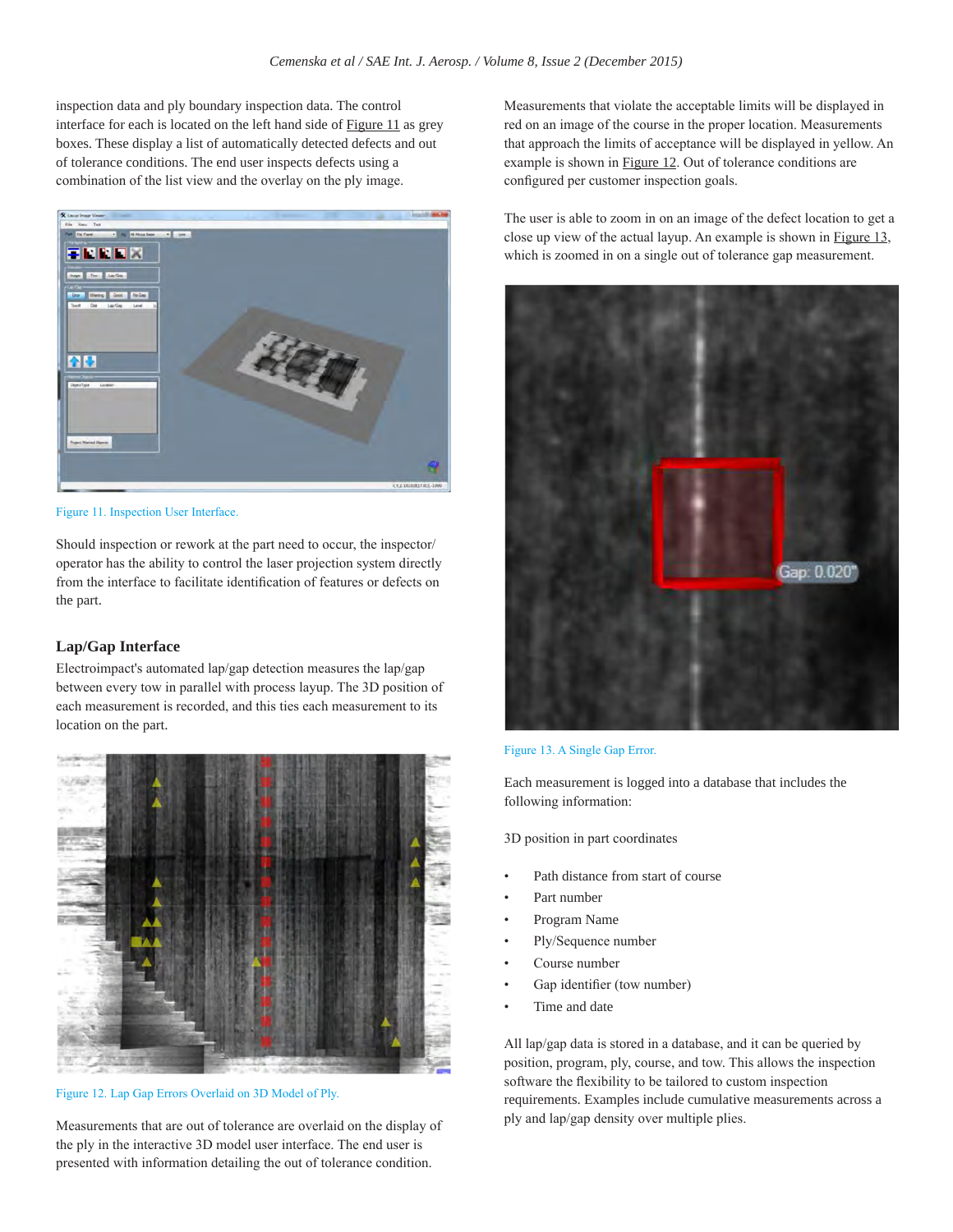inspection data and ply boundary inspection data. The control interface for each is located on the left hand side of Figure 11 as grey boxes. These display a list of automatically detected defects and out of tolerance conditions. The end user inspects defects using a combination of the list view and the overlay on the ply image.

Figure 11. Inspection User Interface.

Should inspection or rework at the part need to occur, the inspector/operator has the ability to control the laser projection system directly from the interface to facilitate identification of features or defects on the part.

## Lap/Gap Interface

Electroimpact's automated lap/gap detection measures the lap/gap between every tow in parallel with process layup. The 3D position of each measurement is recorded, and this ties each measurement to its location on the part.

Figure 12. Lap Gap Errors Overlaid on 3D Model of Ply.

Measurements that are out of tolerance are overlaid on the display of the ply in the interactive 3D model user interface. The end user is presented with information detailing the out of tolerance condition. Measurements that violate the acceptable limits will be displayed in red on an image of the course in the proper location. Measurements that approach the limits of acceptance will be displayed in yellow. An example is shown in Figure 12. Out of tolerance conditions are configured per customer inspection goals.

The user is able to zoom in on an image of the defect location to get a close up view of the actual layup. An example is shown in Figure 13, which is zoomed in on a single out of tolerance gap measurement.

Gap: 0.020"

Figure 13. A Single Gap Error.

Each measurement is logged into a database that includes the following information:

3D position in part coordinates

- Path distance from start of course
- Part number
- Program Name
- Ply/Sequence number
- Course number
- Gap identifier (tow number)
- Time and date

All lap/gap data is stored in a database, and it can be queried by position, program, ply, course, and tow. This allows the inspection software the flexibility to be tailored to custom inspection requirements. Examples include cumulative measurements across a ply and lap/gap density over multiple plies.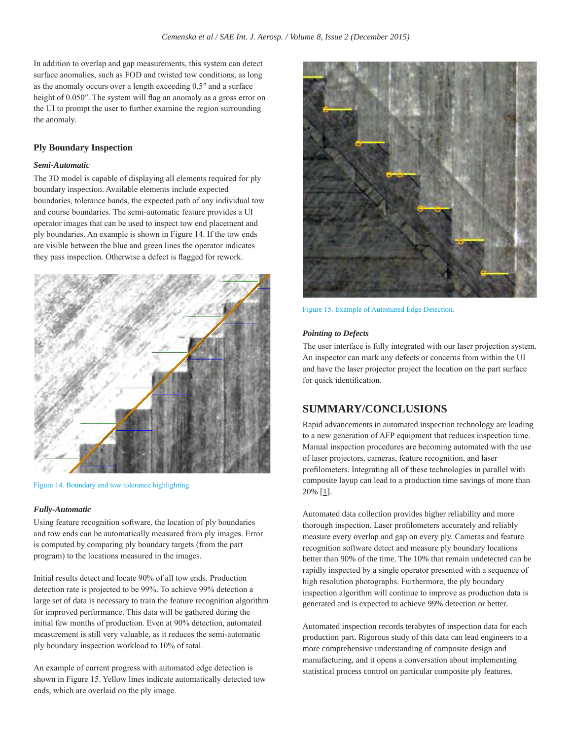In addition to overlap and gap measurements, this system can detect surface anomalies, such as FOD and twisted tow conditions, as long as the anomaly occurs over a length exceeding 0.5″ and a surface height of 0.050″. The system will flag an anomaly as a gross error on the UI to prompt the user to further examine the region surrounding the anomaly.

### Ply Boundary Inspection

#### *Semi-Automatic*

The 3D model is capable of displaying all elements required for ply boundary inspection. Available elements include expected boundaries, tolerance bands, the expected path of any individual tow and course boundaries. The semi-automatic feature provides a UI operator images that can be used to inspect tow end placement and ply boundaries. An example is shown in Figure 14. If the tow ends are visible between the blue and green lines the operator indicates they pass inspection. Otherwise a defect is flagged for rework.

Figure 14. Boundary and tow tolerance highlighting.

#### *Fully-Automatic*

Using feature recognition software, the location of ply boundaries and tow ends can be automatically measured from ply images. Error is computed by comparing ply boundary targets (from the part program) to the locations measured in the images.

Initial results detect and locate 90% of all tow ends. Production detection rate is projected to be 99%. To achieve 99% detection a large set of data is necessary to train the feature recognition algorithm for improved performance. This data will be gathered during the initial few months of production. Even at 90% detection, automated measurement is still very valuable, as it reduces the semi-automatic ply boundary inspection workload to 10% of total.

An example of current progress with automated edge detection is shown in Figure 15. Yellow lines indicate automatically detected tow ends, which are overlaid on the ply image.

Figure 15. Example of Automated Edge Detection.

#### *Pointing to Defects*

The user interface is fully integrated with our laser projection system. An inspector can mark any defects or concerns from within the UI and have the laser projector project the location on the part surface for quick identification.

## SUMMARY/CONCLUSIONS

Rapid advancements in automated inspection technology are leading to a new generation of AFP equipment that reduces inspection time. Manual inspection procedures are becoming automated with the use of laser projectors, cameras, feature recognition, and laser profilometers. Integrating all of these technologies in parallel with composite layup can lead to a production time savings of more than 20% [1].

Automated data collection provides higher reliability and more thorough inspection. Laser profilometers accurately and reliably measure every overlap and gap on every ply. Cameras and feature recognition software detect and measure ply boundary locations better than 90% of the time. The 10% that remain undetected can be rapidly inspected by a single operator presented with a sequence of high resolution photographs. Furthermore, the ply boundary inspection algorithm will continue to improve as production data is generated and is expected to achieve 99% detection or better.

Automated inspection records terabytes of inspection data for each production part. Rigorous study of this data can lead engineers to a more comprehensive understanding of composite design and manufacturing, and it opens a conversation about implementing statistical process control on particular composite ply features.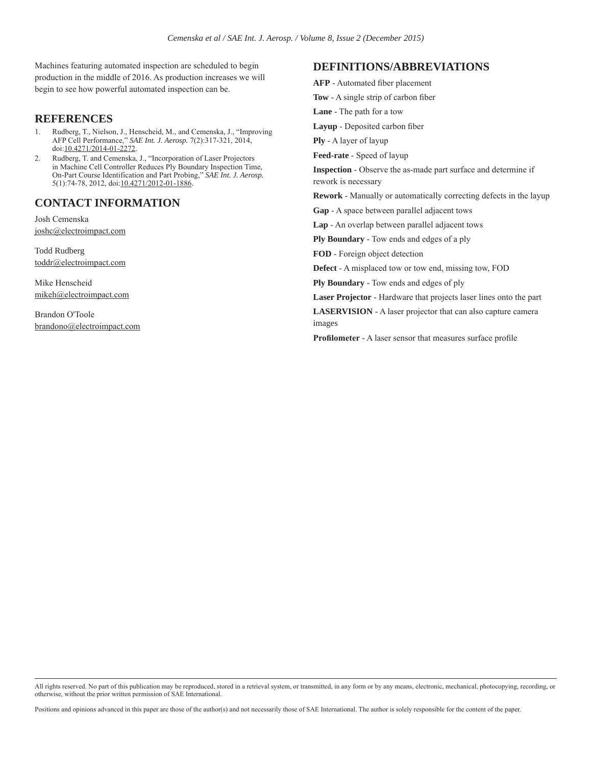Machines featuring automated inspection are scheduled to begin production in the middle of 2016. As production increases we will begin to see how powerful automated inspection can be.

## REFERENCES

1. Rudberg, T., Nielson, J., Henscheid, M., and Cemenska, J., "Improving AFP Cell Performance," *SAE Int. J. Aerosp.* 7(2):317-321, 2014, doi:10.4271/2014-01-2272.
2. Rudberg, T. and Cemenska, J., "Incorporation of Laser Projectors in Machine Cell Controller Reduces Ply Boundary Inspection Time, On-Part Course Identification and Part Probing," *SAE Int. J. Aerosp.* 5(1):74-78, 2012, doi:10.4271/2012-01-1886.

## CONTACT INFORMATION

Josh Cemenska
joshc@electroimpact.com

Todd Rudberg
toddr@electroimpact.com

Mike Henscheid
mikeh@electroimpact.com

Brandon O'Toole
brandono@electroimpact.com

## DEFINITIONS/ABBREVIATIONS

**AFP** - Automated fiber placement

**Tow** - A single strip of carbon fiber

**Lane** - The path for a tow

**Layup** - Deposited carbon fiber

**Ply** - A layer of layup

**Feed-rate** - Speed of layup

**Inspection** - Observe the as-made part surface and determine if rework is necessary

**Rework** - Manually or automatically correcting defects in the layup

**Gap** - A space between parallel adjacent tows

**Lap** - An overlap between parallel adjacent tows

**Ply Boundary** - Tow ends and edges of a ply

**FOD** - Foreign object detection

**Defect** - A misplaced tow or tow end, missing tow, FOD

**Ply Boundary** - Tow ends and edges of ply

**Laser Projector** - Hardware that projects laser lines onto the part

**LASERVISION** - A laser projector that can also capture camera images

**Profilometer** - A laser sensor that measures surface profile

All rights reserved. No part of this publication may be reproduced, stored in a retrieval system, or transmitted, in any form or by any means, electronic, mechanical, photocopying, recording, or otherwise, without the prior written permission of SAE International.

Positions and opinions advanced in this paper are those of the author(s) and not necessarily those of SAE International. The author is solely responsible for the content of the paper.